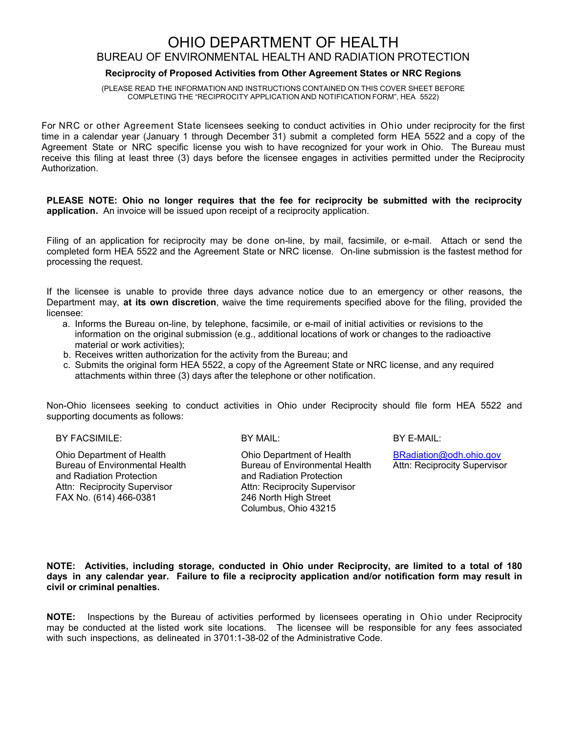# OHIO DEPARTMENT OF HEALTH

## BUREAU OF ENVIRONMENTAL HEALTH AND RADIATION PROTECTION

### Reciprocity of Proposed Activities from Other Agreement States or NRC Regions

(PLEASE READ THE INFORMATION AND INSTRUCTIONS CONTAINED ON THIS COVER SHEET BEFORE COMPLETING THE "RECIPROCITY APPLICATION AND NOTIFICATION FORM", HEA 5522)

For NRC or other Agreement State licensees seeking to conduct activities in Ohio under reciprocity for the first time in a calendar year (January 1 through December 31) submit a completed form HEA 5522 and a copy of the Agreement State or NRC specific license you wish to have recognized for your work in Ohio. The Bureau must receive this filing at least three (3) days before the licensee engages in activities permitted under the Reciprocity Authorization.

**PLEASE NOTE: Ohio no longer requires that the fee for reciprocity be submitted with the reciprocity application.** An invoice will be issued upon receipt of a reciprocity application.

Filing of an application for reciprocity may be done on-line, by mail, facsimile, or e-mail. Attach or send the completed form HEA 5522 and the Agreement State or NRC license. On-line submission is the fastest method for processing the request.

If the licensee is unable to provide three days advance notice due to an emergency or other reasons, the Department may, **at its own discretion**, waive the time requirements specified above for the filing, provided the licensee:

a. Informs the Bureau on-line, by telephone, facsimile, or e-mail of initial activities or revisions to the information on the original submission (e.g., additional locations of work or changes to the radioactive material or work activities);
b. Receives written authorization for the activity from the Bureau; and
c. Submits the original form HEA 5522, a copy of the Agreement State or NRC license, and any required attachments within three (3) days after the telephone or other notification.

Non-Ohio licensees seeking to conduct activities in Ohio under Reciprocity should file form HEA 5522 and supporting documents as follows:

BY FACSIMILE:

Ohio Department of Health
Bureau of Environmental Health and Radiation Protection
Attn: Reciprocity Supervisor
FAX No. (614) 466-0381

BY MAIL:

Ohio Department of Health
Bureau of Environmental Health and Radiation Protection
Attn: Reciprocity Supervisor
246 North High Street
Columbus, Ohio 43215

BY E-MAIL:

BRadiation@odh.ohio.gov
Attn: Reciprocity Supervisor

**NOTE: Activities, including storage, conducted in Ohio under Reciprocity, are limited to a total of 180 days in any calendar year. Failure to file a reciprocity application and/or notification form may result in civil or criminal penalties.**

**NOTE:** Inspections by the Bureau of activities performed by licensees operating in Ohio under Reciprocity may be conducted at the listed work site locations. The licensee will be responsible for any fees associated with such inspections, as delineated in 3701:1-38-02 of the Administrative Code.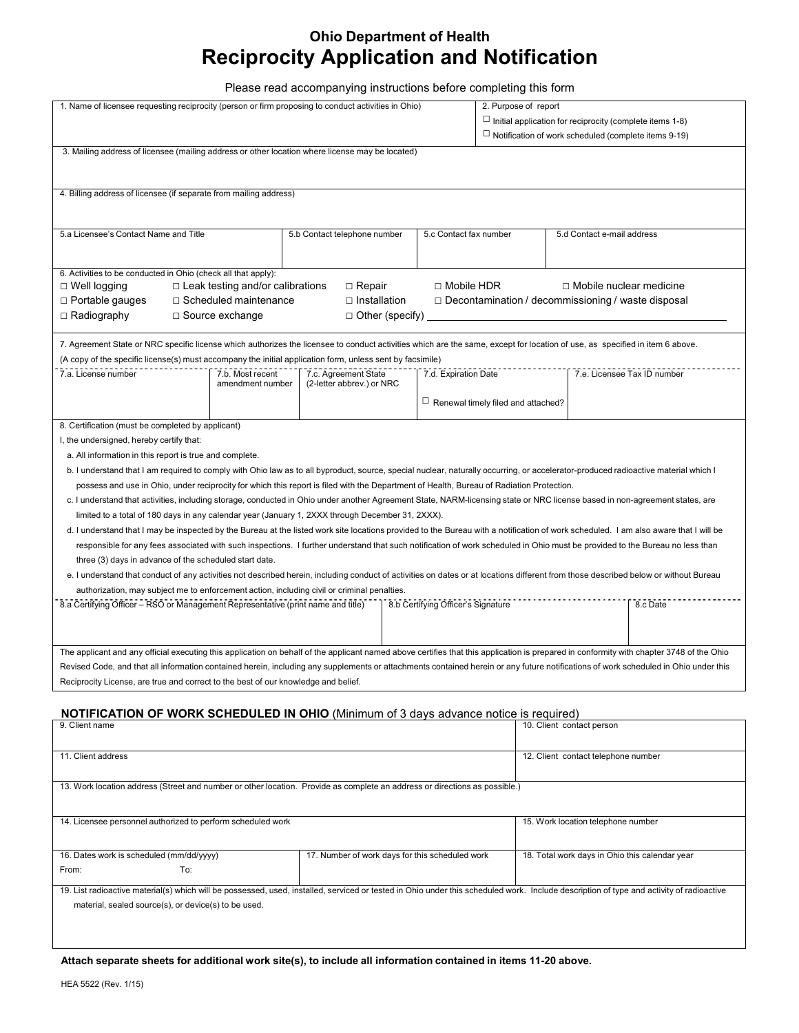# Ohio Department of Health

# Reciprocity Application and Notification

Please read accompanying instructions before completing this form

| 1. Name of licensee requesting reciprocity (person or firm proposing to conduct activities in Ohio) | 2. Purpose of report<br>☐ Initial application for reciprocity (complete items 1-8)<br>☐ Notification of work scheduled (complete items 9-19) |
|---|---|

3. Mailing address of licensee (mailing address or other location where license may be located)

4. Billing address of licensee (if separate from mailing address)

| 5.a Licensee's Contact Name and Title | 5.b Contact telephone number | 5.c Contact fax number | 5.d Contact e-mail address |
|---|---|---|---|
| | | | |

6. Activities to be conducted in Ohio (check all that apply):

- ☐ Well logging
- ☐ Leak testing and/or calibrations
- ☐ Repair
- ☐ Mobile HDR
- ☐ Mobile nuclear medicine
- ☐ Portable gauges
- ☐ Scheduled maintenance
- ☐ Installation
- ☐ Decontamination / decommissioning / waste disposal
- ☐ Radiography
- ☐ Source exchange
- ☐ Other (specify) ______________________

7. Agreement State or NRC specific license which authorizes the licensee to conduct activities which are the same, except for location of use, as specified in item 6 above.
(A copy of the specific license(s) must accompany the initial application form, unless sent by facsimile)

| 7.a. License number | 7.b. Most recent amendment number | 7.c. Agreement State (2-letter abbrev.) or NRC | 7.d. Expiration Date | 7.e. Licensee Tax ID number |
|---|---|---|---|---|
| | | | ☐ Renewal timely filed and attached? | |

8. Certification (must be completed by applicant)

I, the undersigned, hereby certify that:

a. All information in this report is true and complete.

b. I understand that I am required to comply with Ohio law as to all byproduct, source, special nuclear, naturally occurring, or accelerator-produced radioactive material which I possess and use in Ohio, under reciprocity for which this report is filed with the Department of Health, Bureau of Radiation Protection.

c. I understand that activities, including storage, conducted in Ohio under another Agreement State, NARM-licensing state or NRC license based in non-agreement states, are limited to a total of 180 days in any calendar year (January 1, 2XXX through December 31, 2XXX).

d. I understand that I may be inspected by the Bureau at the listed work site locations provided to the Bureau with a notification of work scheduled. I am also aware that I will be responsible for any fees associated with such inspections. I further understand that such notification of work scheduled in Ohio must be provided to the Bureau no less than three (3) days in advance of the scheduled start date.

e. I understand that conduct of any activities not described herein, including conduct of activities on dates or at locations different from those described below or without Bureau authorization, may subject me to enforcement action, including civil or criminal penalties.

| 8.a Certifying Officer – RSO or Management Representative (print name and title) | 8.b Certifying Officer's Signature | 8.c Date |
|---|---|---|
| | | |

The applicant and any official executing this application on behalf of the applicant named above certifies that this application is prepared in conformity with chapter 3748 of the Ohio Revised Code, and that all information contained herein, including any supplements or attachments contained herein or any future notifications of work scheduled in Ohio under this Reciprocity License, are true and correct to the best of our knowledge and belief.

## NOTIFICATION OF WORK SCHEDULED IN OHIO (Minimum of 3 days advance notice is required)

| 9. Client name | 10. Client contact person |
|---|---|
| 11. Client address | 12. Client contact telephone number |

13. Work location address (Street and number or other location. Provide as complete an address or directions as possible.)

| 14. Licensee personnel authorized to perform scheduled work | 15. Work location telephone number |
|---|---|
| | |

| 16. Dates work is scheduled (mm/dd/yyyy)<br>From: To: | 17. Number of work days for this scheduled work | 18. Total work days in Ohio this calendar year |
|---|---|---|
| | | |

19. List radioactive material(s) which will be possessed, used, installed, serviced or tested in Ohio under this scheduled work. Include description of type and activity of radioactive material, sealed source(s), or device(s) to be used.

**Attach separate sheets for additional work site(s), to include all information contained in items 11-20 above.**

HEA 5522 (Rev. 1/15)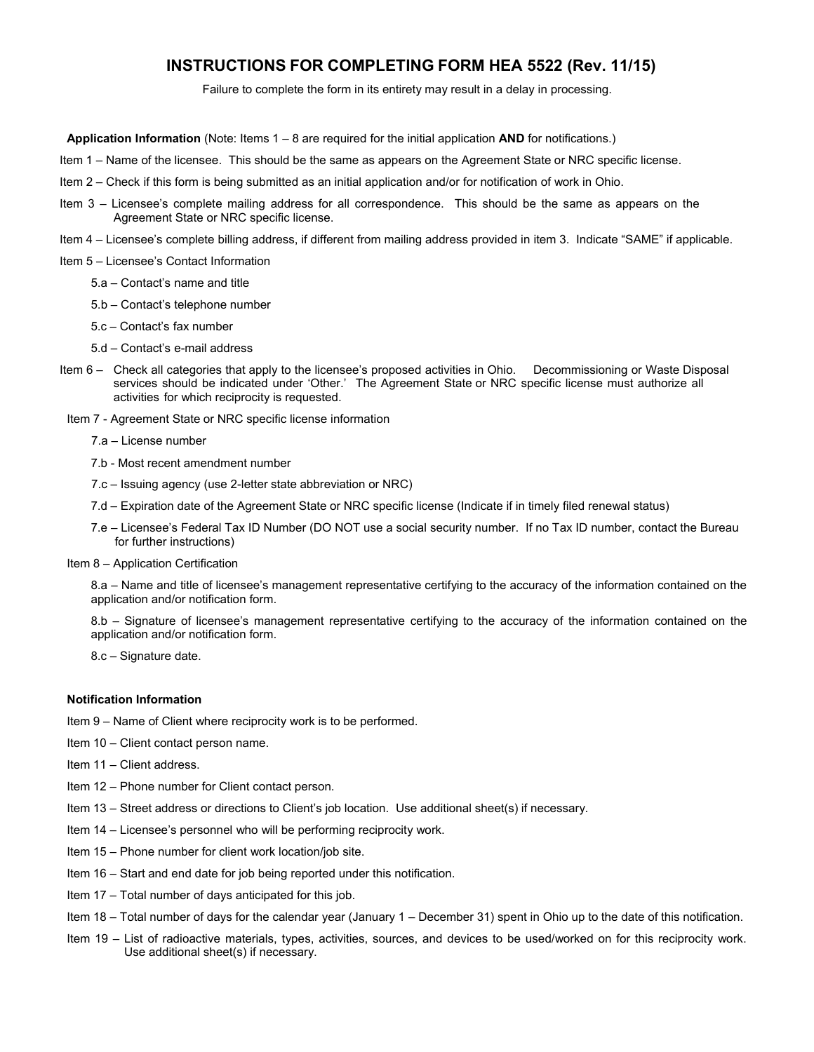# INSTRUCTIONS FOR COMPLETING FORM HEA 5522 (Rev. 11/15)

Failure to complete the form in its entirety may result in a delay in processing.

**Application Information** (Note: Items 1 – 8 are required for the initial application **AND** for notifications.)

Item 1 – Name of the licensee. This should be the same as appears on the Agreement State or NRC specific license.

Item 2 – Check if this form is being submitted as an initial application and/or for notification of work in Ohio.

Item 3 – Licensee's complete mailing address for all correspondence. This should be the same as appears on the Agreement State or NRC specific license.

Item 4 – Licensee's complete billing address, if different from mailing address provided in item 3. Indicate "SAME" if applicable.

Item 5 – Licensee's Contact Information

- 5.a – Contact's name and title
- 5.b – Contact's telephone number
- 5.c – Contact's fax number
- 5.d – Contact's e-mail address

Item 6 – Check all categories that apply to the licensee's proposed activities in Ohio. Decommissioning or Waste Disposal services should be indicated under 'Other.' The Agreement State or NRC specific license must authorize all activities for which reciprocity is requested.

Item 7 - Agreement State or NRC specific license information

- 7.a – License number
- 7.b - Most recent amendment number
- 7.c – Issuing agency (use 2-letter state abbreviation or NRC)
- 7.d – Expiration date of the Agreement State or NRC specific license (Indicate if in timely filed renewal status)
- 7.e – Licensee's Federal Tax ID Number (DO NOT use a social security number. If no Tax ID number, contact the Bureau for further instructions)

Item 8 – Application Certification

- 8.a – Name and title of licensee's management representative certifying to the accuracy of the information contained on the application and/or notification form.
- 8.b – Signature of licensee's management representative certifying to the accuracy of the information contained on the application and/or notification form.
- 8.c – Signature date.

**Notification Information**

Item 9 – Name of Client where reciprocity work is to be performed.

Item 10 – Client contact person name.

Item 11 – Client address.

Item 12 – Phone number for Client contact person.

Item 13 – Street address or directions to Client's job location. Use additional sheet(s) if necessary.

Item 14 – Licensee's personnel who will be performing reciprocity work.

Item 15 – Phone number for client work location/job site.

Item 16 – Start and end date for job being reported under this notification.

Item 17 – Total number of days anticipated for this job.

Item 18 – Total number of days for the calendar year (January 1 – December 31) spent in Ohio up to the date of this notification.

Item 19 – List of radioactive materials, types, activities, sources, and devices to be used/worked on for this reciprocity work. Use additional sheet(s) if necessary.